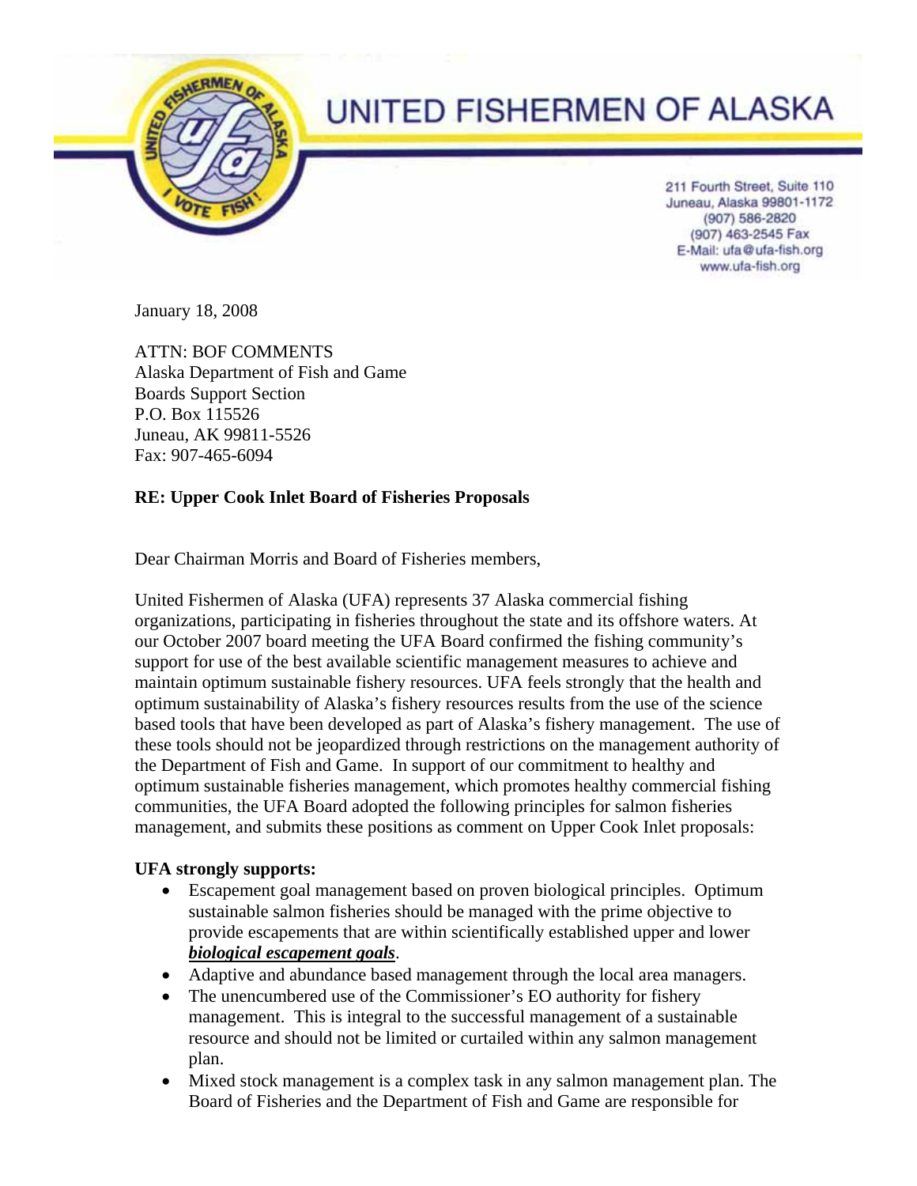# UNITED FISHERMEN OF ALASKA

211 Fourth Street, Suite 110
Juneau, Alaska 99801-1172
(907) 586-2820
(907) 463-2545 Fax
E-Mail: ufa@ufa-fish.org
www.ufa-fish.org

January 18, 2008

ATTN: BOF COMMENTS
Alaska Department of Fish and Game
Boards Support Section
P.O. Box 115526
Juneau, AK 99811-5526
Fax: 907-465-6094

**RE: Upper Cook Inlet Board of Fisheries Proposals**

Dear Chairman Morris and Board of Fisheries members,

United Fishermen of Alaska (UFA) represents 37 Alaska commercial fishing organizations, participating in fisheries throughout the state and its offshore waters. At our October 2007 board meeting the UFA Board confirmed the fishing community's support for use of the best available scientific management measures to achieve and maintain optimum sustainable fishery resources. UFA feels strongly that the health and optimum sustainability of Alaska's fishery resources results from the use of the science based tools that have been developed as part of Alaska's fishery management. The use of these tools should not be jeopardized through restrictions on the management authority of the Department of Fish and Game. In support of our commitment to healthy and optimum sustainable fisheries management, which promotes healthy commercial fishing communities, the UFA Board adopted the following principles for salmon fisheries management, and submits these positions as comment on Upper Cook Inlet proposals:

**UFA strongly supports:**

- Escapement goal management based on proven biological principles. Optimum sustainable salmon fisheries should be managed with the prime objective to provide escapements that are within scientifically established upper and lower ***biological escapement goals***.
- Adaptive and abundance based management through the local area managers.
- The unencumbered use of the Commissioner's EO authority for fishery management. This is integral to the successful management of a sustainable resource and should not be limited or curtailed within any salmon management plan.
- Mixed stock management is a complex task in any salmon management plan. The Board of Fisheries and the Department of Fish and Game are responsible for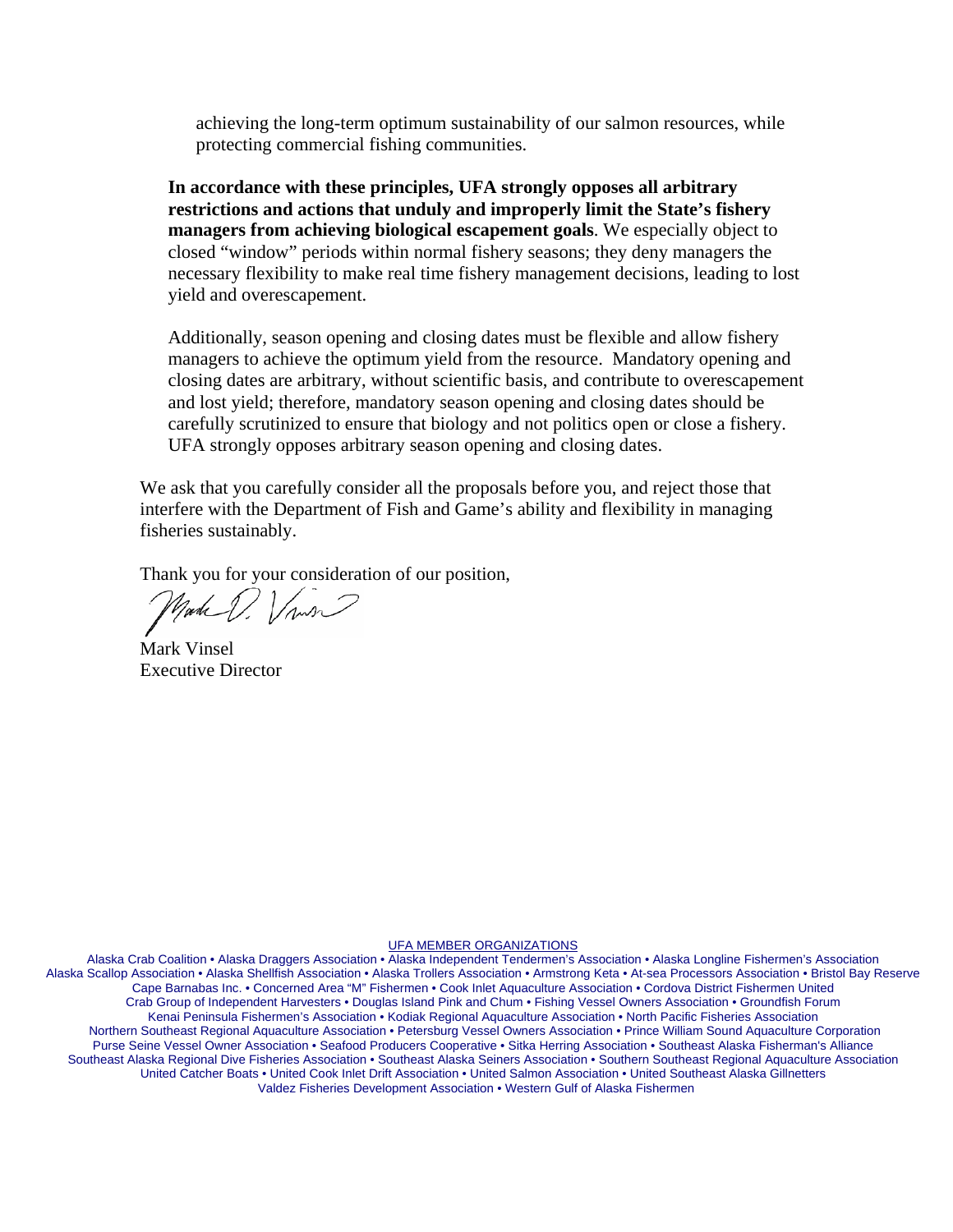achieving the long-term optimum sustainability of our salmon resources, while protecting commercial fishing communities.

**In accordance with these principles, UFA strongly opposes all arbitrary restrictions and actions that unduly and improperly limit the State's fishery managers from achieving biological escapement goals**. We especially object to closed "window" periods within normal fishery seasons; they deny managers the necessary flexibility to make real time fishery management decisions, leading to lost yield and overescapement.

Additionally, season opening and closing dates must be flexible and allow fishery managers to achieve the optimum yield from the resource. Mandatory opening and closing dates are arbitrary, without scientific basis, and contribute to overescapement and lost yield; therefore, mandatory season opening and closing dates should be carefully scrutinized to ensure that biology and not politics open or close a fishery. UFA strongly opposes arbitrary season opening and closing dates.

We ask that you carefully consider all the proposals before you, and reject those that interfere with the Department of Fish and Game's ability and flexibility in managing fisheries sustainably.

Thank you for your consideration of our position,

Mark Vinsel
Executive Director

UFA MEMBER ORGANIZATIONS

Alaska Crab Coalition • Alaska Draggers Association • Alaska Independent Tendermen's Association • Alaska Longline Fishermen's Association
Alaska Scallop Association • Alaska Shellfish Association • Alaska Trollers Association • Armstrong Keta • At-sea Processors Association • Bristol Bay Reserve
Cape Barnabas Inc. • Concerned Area "M" Fishermen • Cook Inlet Aquaculture Association • Cordova District Fishermen United
Crab Group of Independent Harvesters • Douglas Island Pink and Chum • Fishing Vessel Owners Association • Groundfish Forum
Kenai Peninsula Fishermen's Association • Kodiak Regional Aquaculture Association • North Pacific Fisheries Association
Northern Southeast Regional Aquaculture Association • Petersburg Vessel Owners Association • Prince William Sound Aquaculture Corporation
Purse Seine Vessel Owner Association • Seafood Producers Cooperative • Sitka Herring Association • Southeast Alaska Fisherman's Alliance
Southeast Alaska Regional Dive Fisheries Association • Southeast Alaska Seiners Association • Southern Southeast Regional Aquaculture Association
United Catcher Boats • United Cook Inlet Drift Association • United Salmon Association • United Southeast Alaska Gillnetters
Valdez Fisheries Development Association • Western Gulf of Alaska Fishermen